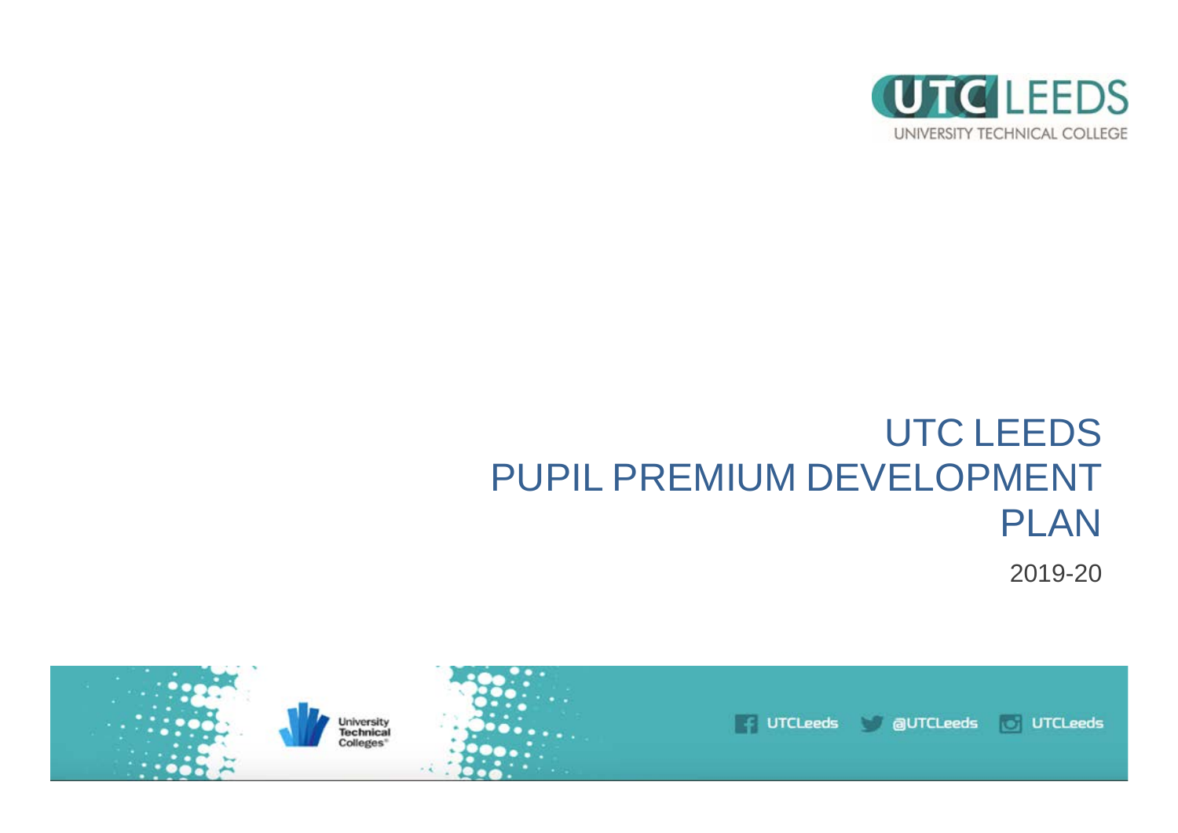UTC LEEDS
UNIVERSITY TECHNICAL COLLEGE

# UTC LEEDS PUPIL PREMIUM DEVELOPMENT PLAN

2019-20

University Technical Colleges

UTCLeeds @UTCLeeds UTCLeeds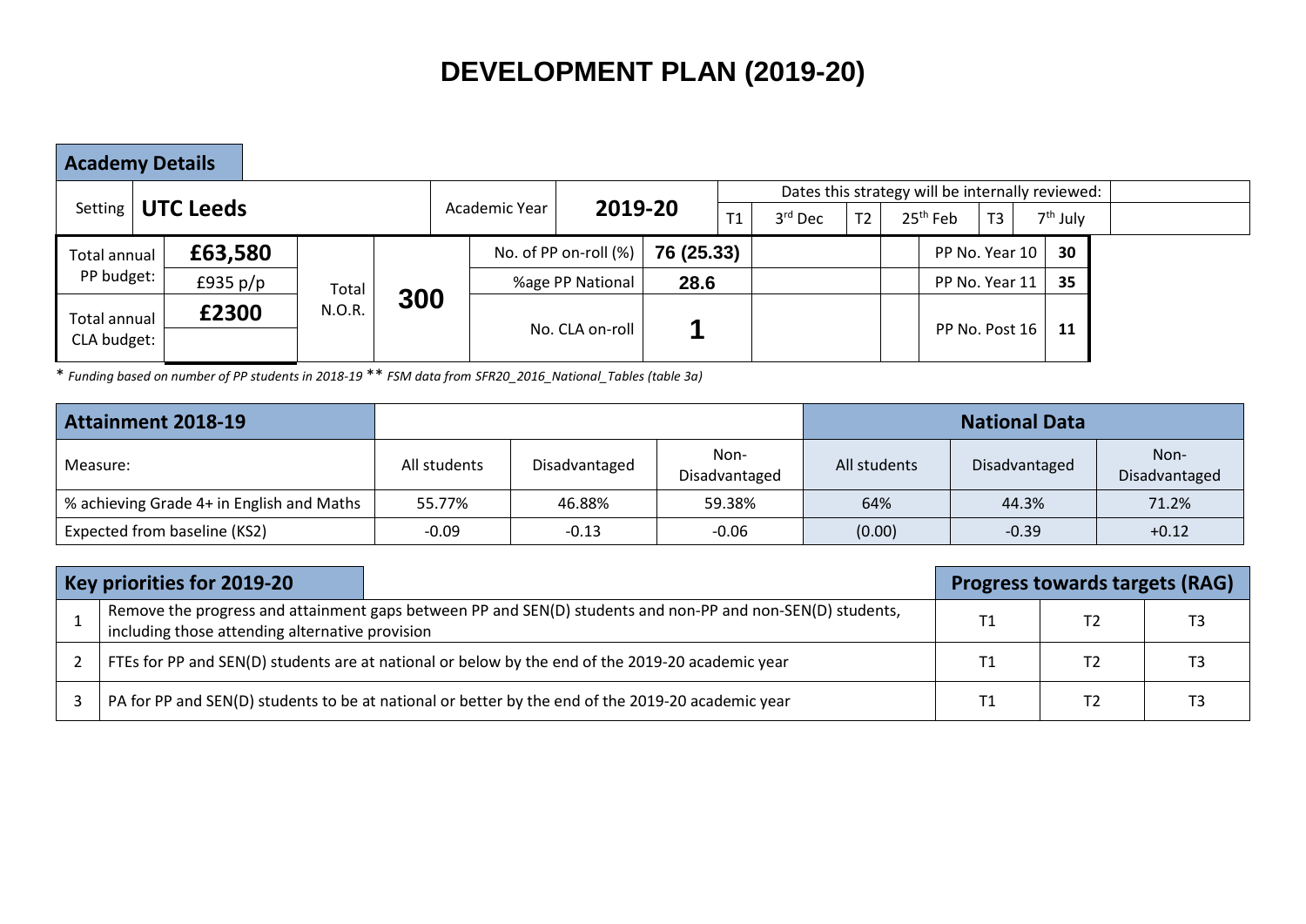# DEVELOPMENT PLAN (2019-20)

## Academy Details

| Setting | UTC Leeds | | | Academic Year | 2019-20 | Dates this strategy will be internally reviewed: | | | | | |
|---|---|---|---|---|---|---|---|---|---|---|---|
| | | | | | | T1 | 3rd Dec | T2 | 25th Feb | T3 | 7th July |
| Total annual PP budget: | £63,580 | Total N.O.R. | 300 | No. of PP on-roll (%) | 76 (25.33) | | | | PP No. Year 10 | 30 | |
| | £935 p/p | | | %age PP National | 28.6 | | | | PP No. Year 11 | 35 | |
| Total annual CLA budget: | £2300 | | | No. CLA on-roll | 1 | | | | PP No. Post 16 | 11 | |

\* *Funding based on number of PP students in 2018-19* \*\* *FSM data from SFR20_2016_National_Tables (table 3a)*

| Attainment 2018-19 | | | | National Data | | |
|---|---|---|---|---|---|---|
| Measure: | All students | Disadvantaged | Non-Disadvantaged | All students | Disadvantaged | Non-Disadvantaged |
| % achieving Grade 4+ in English and Maths | 55.77% | 46.88% | 59.38% | 64% | 44.3% | 71.2% |
| Expected from baseline (KS2) | -0.09 | -0.13 | -0.06 | (0.00) | -0.39 | +0.12 |

| Key priorities for 2019-20 | | Progress towards targets (RAG) | | |
|---|---|---|---|---|
| 1 | Remove the progress and attainment gaps between PP and SEN(D) students and non-PP and non-SEN(D) students, including those attending alternative provision | T1 | T2 | T3 |
| 2 | FTEs for PP and SEN(D) students are at national or below by the end of the 2019-20 academic year | T1 | T2 | T3 |
| 3 | PA for PP and SEN(D) students to be at national or better by the end of the 2019-20 academic year | T1 | T2 | T3 |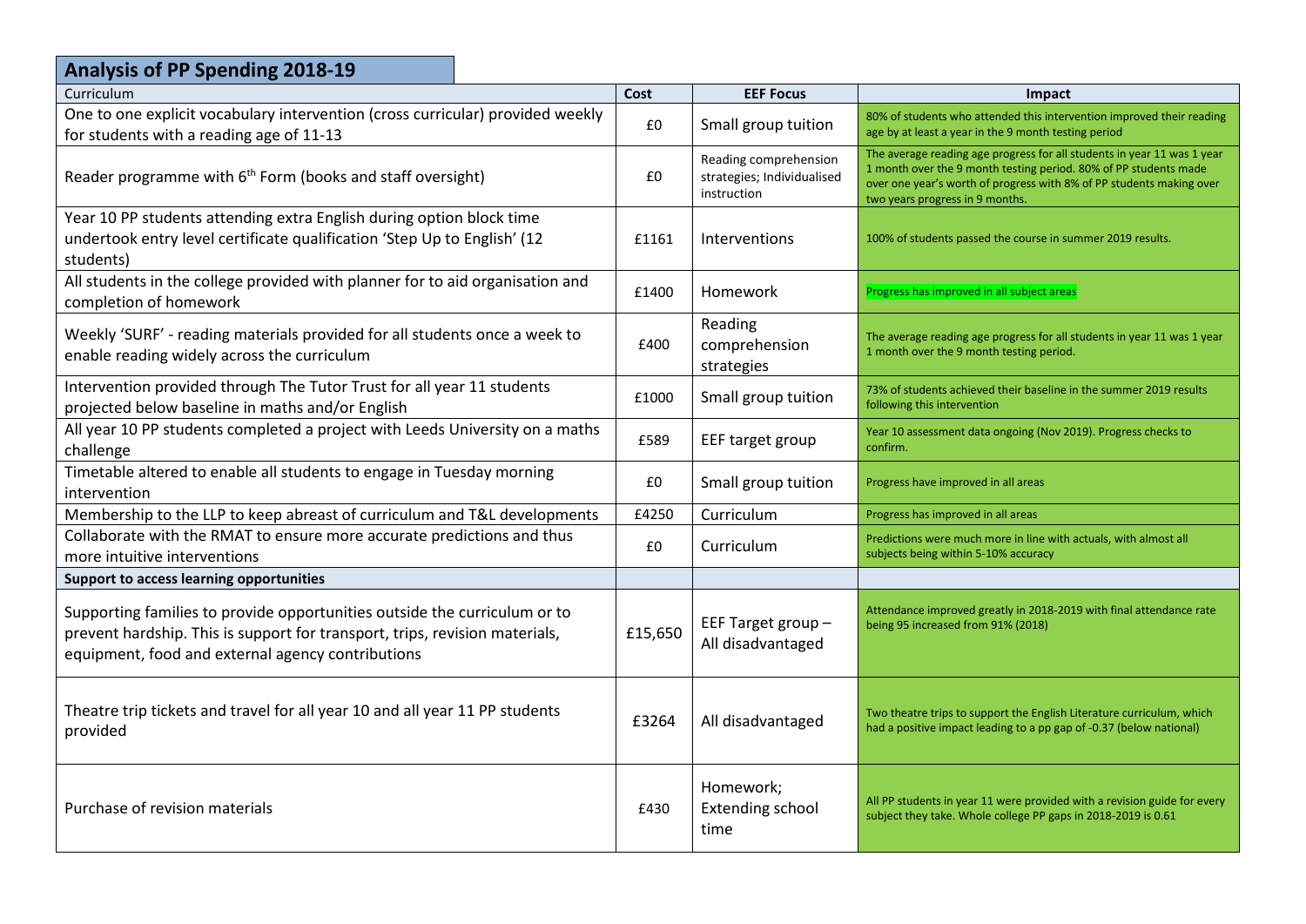## Analysis of PP Spending 2018-19

| Curriculum | Cost | EEF Focus | Impact |
|---|---|---|---|
| One to one explicit vocabulary intervention (cross curricular) provided weekly for students with a reading age of 11-13 | £0 | Small group tuition | 80% of students who attended this intervention improved their reading age by at least a year in the 9 month testing period |
| Reader programme with 6th Form (books and staff oversight) | £0 | Reading comprehension strategies; Individualised instruction | The average reading age progress for all students in year 11 was 1 year 1 month over the 9 month testing period. 80% of PP students made over one year's worth of progress with 8% of PP students making over two years progress in 9 months. |
| Year 10 PP students attending extra English during option block time undertook entry level certificate qualification 'Step Up to English' (12 students) | £1161 | Interventions | 100% of students passed the course in summer 2019 results. |
| All students in the college provided with planner for to aid organisation and completion of homework | £1400 | Homework | Progress has improved in all subject areas |
| Weekly 'SURF' - reading materials provided for all students once a week to enable reading widely across the curriculum | £400 | Reading comprehension strategies | The average reading age progress for all students in year 11 was 1 year 1 month over the 9 month testing period. |
| Intervention provided through The Tutor Trust for all year 11 students projected below baseline in maths and/or English | £1000 | Small group tuition | 73% of students achieved their baseline in the summer 2019 results following this intervention |
| All year 10 PP students completed a project with Leeds University on a maths challenge | £589 | EEF target group | Year 10 assessment data ongoing (Nov 2019). Progress checks to confirm. |
| Timetable altered to enable all students to engage in Tuesday morning intervention | £0 | Small group tuition | Progress have improved in all areas |
| Membership to the LLP to keep abreast of curriculum and T&L developments | £4250 | Curriculum | Progress has improved in all areas |
| Collaborate with the RMAT to ensure more accurate predictions and thus more intuitive interventions | £0 | Curriculum | Predictions were much more in line with actuals, with almost all subjects being within 5-10% accuracy |
| **Support to access learning opportunities** | | | |
| Supporting families to provide opportunities outside the curriculum or to prevent hardship. This is support for transport, trips, revision materials, equipment, food and external agency contributions | £15,650 | EEF Target group – All disadvantaged | Attendance improved greatly in 2018-2019 with final attendance rate being 95 increased from 91% (2018) |
| Theatre trip tickets and travel for all year 10 and all year 11 PP students provided | £3264 | All disadvantaged | Two theatre trips to support the English Literature curriculum, which had a positive impact leading to a pp gap of -0.37 (below national) |
| Purchase of revision materials | £430 | Homework; Extending school time | All PP students in year 11 were provided with a revision guide for every subject they take. Whole college PP gaps in 2018-2019 is 0.61 |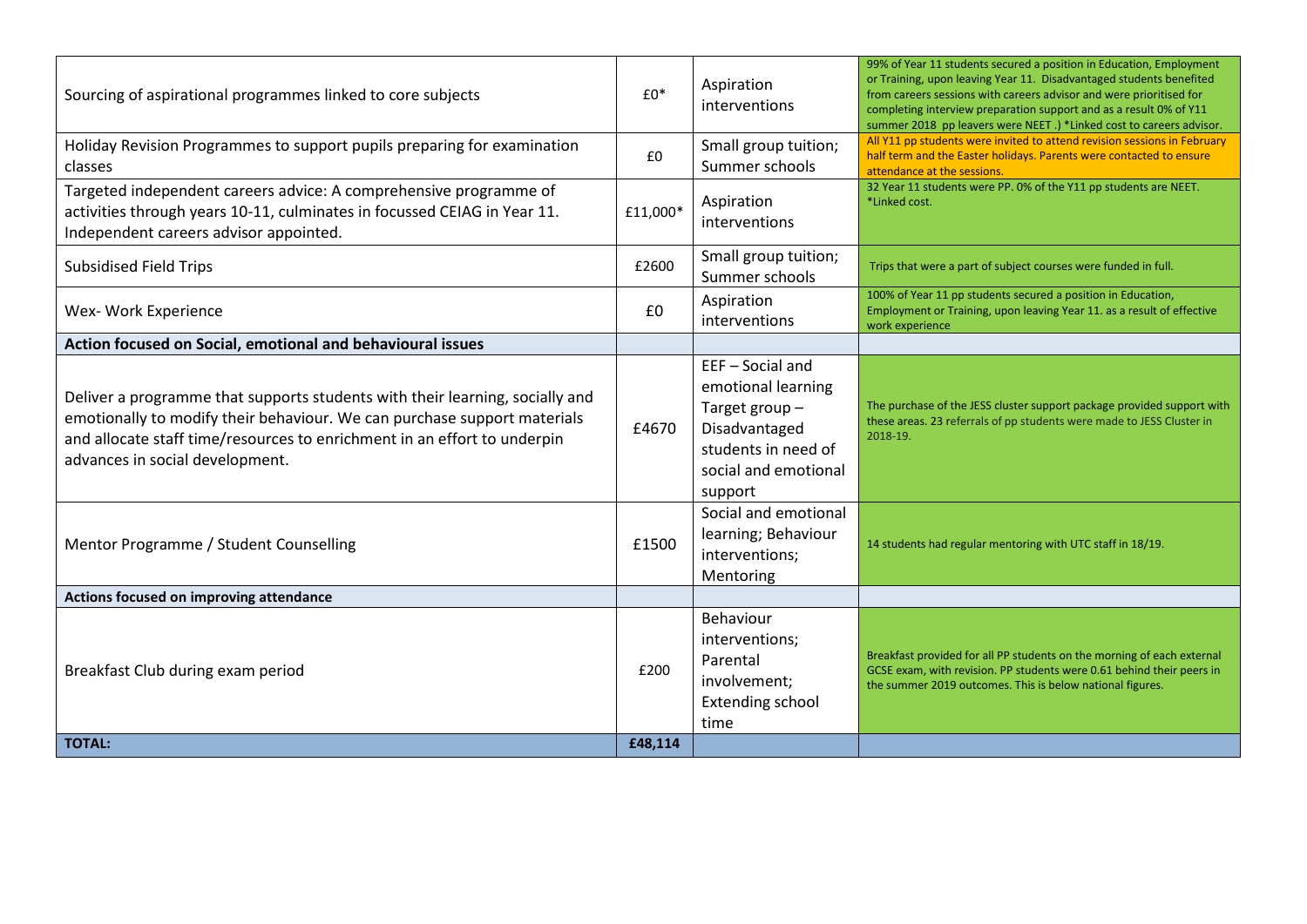| | | | |
|---|---|---|---|
| Sourcing of aspirational programmes linked to core subjects | £0* | Aspiration interventions | 99% of Year 11 students secured a position in Education, Employment or Training, upon leaving Year 11. Disadvantaged students benefited from careers sessions with careers advisor and were prioritised for completing interview preparation support and as a result 0% of Y11 summer 2018 pp leavers were NEET .) *Linked cost to careers advisor. |
| Holiday Revision Programmes to support pupils preparing for examination classes | £0 | Small group tuition; Summer schools | All Y11 pp students were invited to attend revision sessions in February half term and the Easter holidays. Parents were contacted to ensure attendance at the sessions. |
| Targeted independent careers advice: A comprehensive programme of activities through years 10-11, culminates in focussed CEIAG in Year 11. Independent careers advisor appointed. | £11,000* | Aspiration interventions | 32 Year 11 students were PP. 0% of the Y11 pp students are NEET. *Linked cost. |
| Subsidised Field Trips | £2600 | Small group tuition; Summer schools | Trips that were a part of subject courses were funded in full. |
| Wex- Work Experience | £0 | Aspiration interventions | 100% of Year 11 pp students secured a position in Education, Employment or Training, upon leaving Year 11. as a result of effective work experience |
| **Action focused on Social, emotional and behavioural issues** | | | |
| Deliver a programme that supports students with their learning, socially and emotionally to modify their behaviour. We can purchase support materials and allocate staff time/resources to enrichment in an effort to underpin advances in social development. | £4670 | EEF – Social and emotional learning Target group – Disadvantaged students in need of social and emotional support | The purchase of the JESS cluster support package provided support with these areas. 23 referrals of pp students were made to JESS Cluster in 2018-19. |
| Mentor Programme / Student Counselling | £1500 | Social and emotional learning; Behaviour interventions; Mentoring | 14 students had regular mentoring with UTC staff in 18/19. |
| **Actions focused on improving attendance** | | | |
| Breakfast Club during exam period | £200 | Behaviour interventions; Parental involvement; Extending school time | Breakfast provided for all PP students on the morning of each external GCSE exam, with revision. PP students were 0.61 behind their peers in the summer 2019 outcomes. This is below national figures. |
| **TOTAL:** | **£48,114** | | |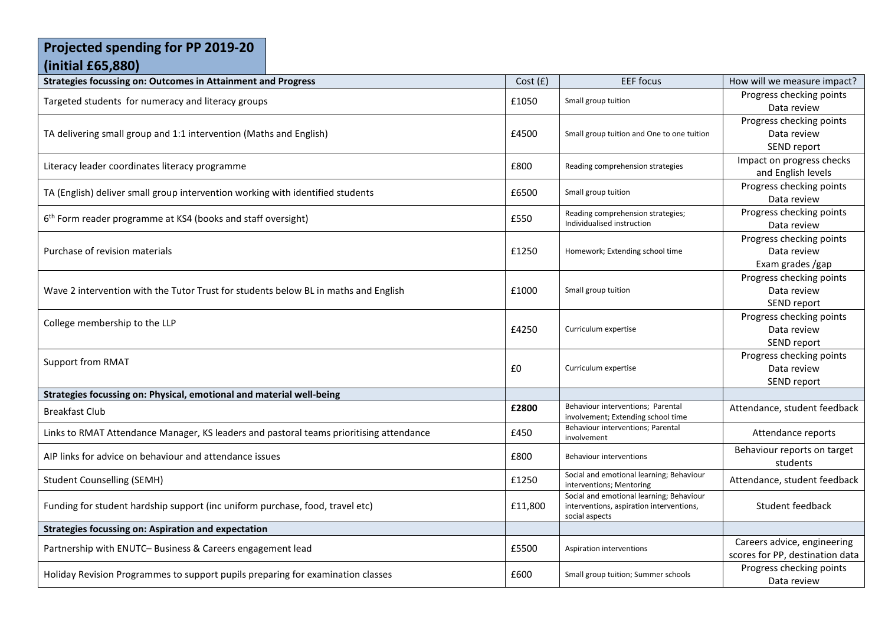## Projected spending for PP 2019-20 (initial £65,880)

| Strategies focussing on: Outcomes in Attainment and Progress | Cost (£) | EEF focus | How will we measure impact? |
|---|---|---|---|
| Targeted students for numeracy and literacy groups | £1050 | Small group tuition | Progress checking points<br>Data review |
| TA delivering small group and 1:1 intervention (Maths and English) | £4500 | Small group tuition and One to one tuition | Progress checking points<br>Data review<br>SEND report |
| Literacy leader coordinates literacy programme | £800 | Reading comprehension strategies | Impact on progress checks and English levels |
| TA (English) deliver small group intervention working with identified students | £6500 | Small group tuition | Progress checking points<br>Data review |
| 6th Form reader programme at KS4 (books and staff oversight) | £550 | Reading comprehension strategies; Individualised instruction | Progress checking points<br>Data review |
| Purchase of revision materials | £1250 | Homework; Extending school time | Progress checking points<br>Data review<br>Exam grades /gap |
| Wave 2 intervention with the Tutor Trust for students below BL in maths and English | £1000 | Small group tuition | Progress checking points<br>Data review<br>SEND report |
| College membership to the LLP | £4250 | Curriculum expertise | Progress checking points<br>Data review<br>SEND report |
| Support from RMAT | £0 | Curriculum expertise | Progress checking points<br>Data review<br>SEND report |
| **Strategies focussing on: Physical, emotional and material well-being** | | | |
| Breakfast Club | **£2800** | Behaviour interventions; Parental involvement; Extending school time | Attendance, student feedback |
| Links to RMAT Attendance Manager, KS leaders and pastoral teams prioritising attendance | £450 | Behaviour interventions; Parental involvement | Attendance reports |
| AIP links for advice on behaviour and attendance issues | £800 | Behaviour interventions | Behaviour reports on target students |
| Student Counselling (SEMH) | £1250 | Social and emotional learning; Behaviour interventions; Mentoring | Attendance, student feedback |
| Funding for student hardship support (inc uniform purchase, food, travel etc) | £11,800 | Social and emotional learning; Behaviour interventions, aspiration interventions, social aspects | Student feedback |
| **Strategies focussing on: Aspiration and expectation** | | | |
| Partnership with ENUTC– Business & Careers engagement lead | £5500 | Aspiration interventions | Careers advice, engineering scores for PP, destination data |
| Holiday Revision Programmes to support pupils preparing for examination classes | £600 | Small group tuition; Summer schools | Progress checking points<br>Data review |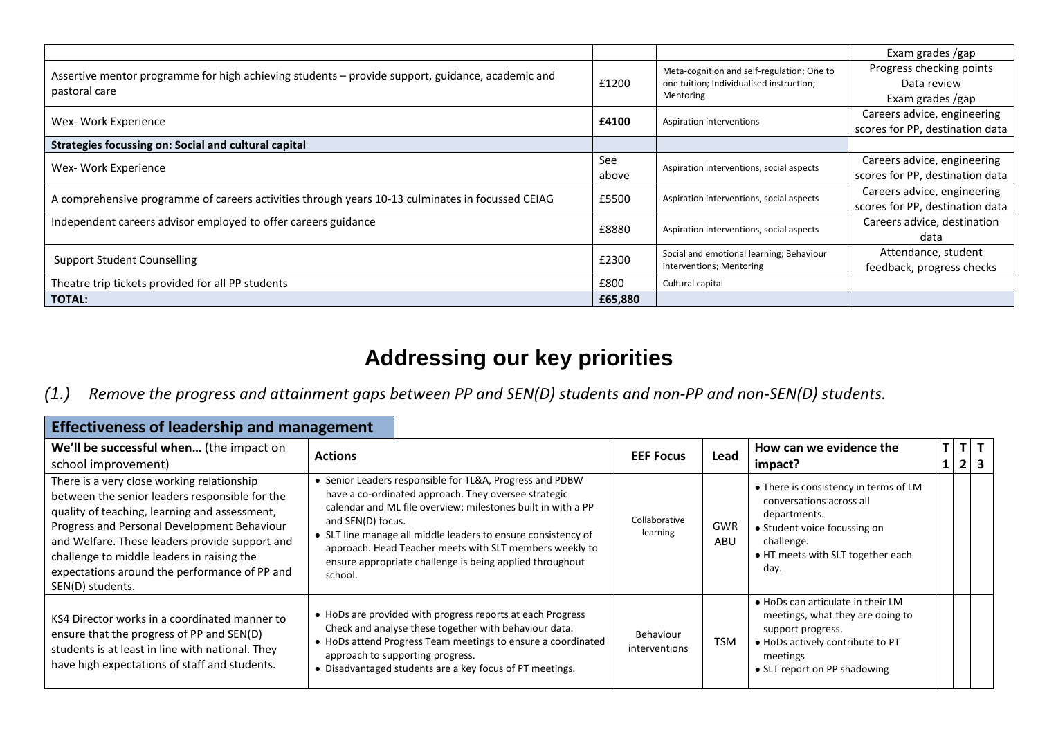| | | | |
|---|---|---|---|
| | | | Exam grades /gap |
| Assertive mentor programme for high achieving students – provide support, guidance, academic and pastoral care | £1200 | Meta-cognition and self-regulation; One to one tuition; Individualised instruction; Mentoring | Progress checking points<br>Data review<br>Exam grades /gap |
| Wex- Work Experience | **£4100** | Aspiration interventions | Careers advice, engineering scores for PP, destination data |
| **Strategies focussing on: Social and cultural capital** | | | |
| Wex- Work Experience | See above | Aspiration interventions, social aspects | Careers advice, engineering scores for PP, destination data |
| A comprehensive programme of careers activities through years 10-13 culminates in focussed CEIAG | £5500 | Aspiration interventions, social aspects | Careers advice, engineering scores for PP, destination data |
| Independent careers advisor employed to offer careers guidance | £8880 | Aspiration interventions, social aspects | Careers advice, destination data |
| Support Student Counselling | £2300 | Social and emotional learning; Behaviour interventions; Mentoring | Attendance, student feedback, progress checks |
| Theatre trip tickets provided for all PP students | £800 | Cultural capital | |
| **TOTAL:** | **£65,880** | | |

# Addressing our key priorities

## *(1.) Remove the progress and attainment gaps between PP and SEN(D) students and non-PP and non-SEN(D) students.*

### Effectiveness of leadership and management

| **We'll be successful when…** (the impact on school improvement) | **Actions** | **EEF Focus** | **Lead** | **How can we evidence the impact?** | **T 1** | **T 2** | **T 3** |
|---|---|---|---|---|---|---|---|
| There is a very close working relationship between the senior leaders responsible for the quality of teaching, learning and assessment, Progress and Personal Development Behaviour and Welfare. These leaders provide support and challenge to middle leaders in raising the expectations around the performance of PP and SEN(D) students. | • Senior Leaders responsible for TL&A, Progress and PDBW have a co-ordinated approach. They oversee strategic calendar and ML file overview; milestones built in with a PP and SEN(D) focus.<br>• SLT line manage all middle leaders to ensure consistency of approach. Head Teacher meets with SLT members weekly to ensure appropriate challenge is being applied throughout school. | Collaborative learning | GWR ABU | • There is consistency in terms of LM conversations across all departments.<br>• Student voice focussing on challenge.<br>• HT meets with SLT together each day. | | | |
| KS4 Director works in a coordinated manner to ensure that the progress of PP and SEN(D) students is at least in line with national. They have high expectations of staff and students. | • HoDs are provided with progress reports at each Progress Check and analyse these together with behaviour data.<br>• HoDs attend Progress Team meetings to ensure a coordinated approach to supporting progress.<br>• Disadvantaged students are a key focus of PT meetings. | Behaviour interventions | TSM | • HoDs can articulate in their LM meetings, what they are doing to support progress.<br>• HoDs actively contribute to PT meetings<br>• SLT report on PP shadowing | | | |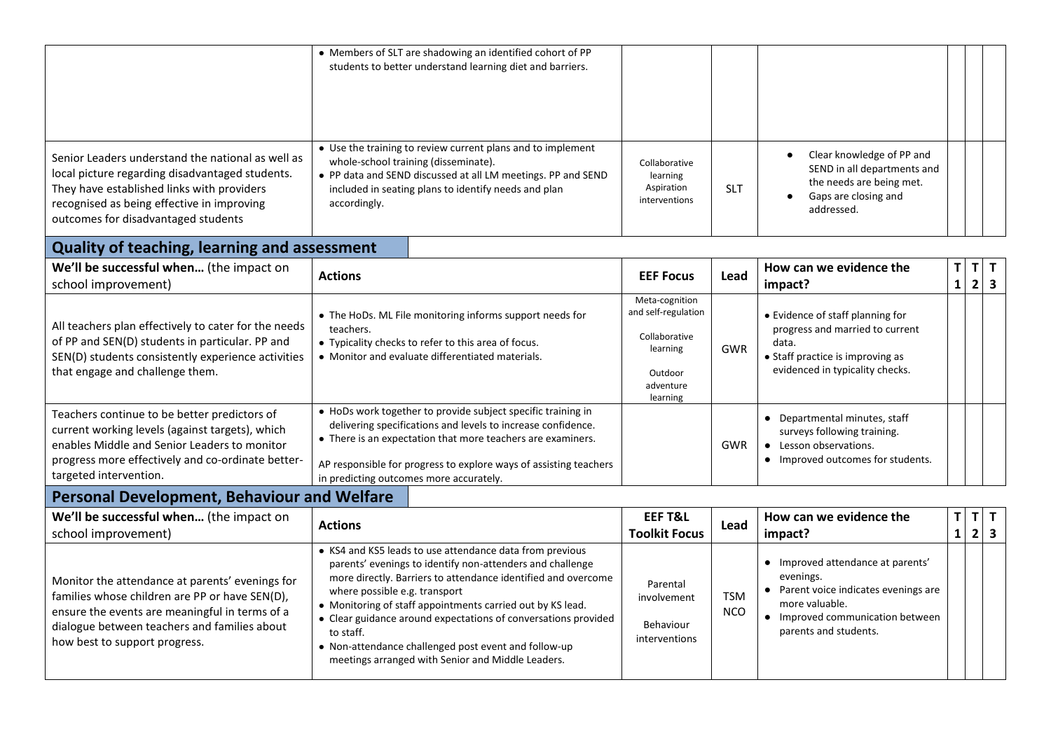| | | | | | | | |
|---|---|---|---|---|---|---|---|
| | • Members of SLT are shadowing an identified cohort of PP students to better understand learning diet and barriers. | | | | | | |
| Senior Leaders understand the national as well as local picture regarding disadvantaged students. They have established links with providers recognised as being effective in improving outcomes for disadvantaged students | • Use the training to review current plans and to implement whole-school training (disseminate).<br>• PP data and SEND discussed at all LM meetings. PP and SEND included in seating plans to identify needs and plan accordingly. | Collaborative learning<br>Aspiration interventions | SLT | • Clear knowledge of PP and SEND in all departments and the needs are being met.<br>• Gaps are closing and addressed. | | | |

## Quality of teaching, learning and assessment

| We'll be successful when… (the impact on school improvement) | Actions | EEF Focus | Lead | How can we evidence the impact? | T 1 | T 2 | T 3 |
|---|---|---|---|---|---|---|---|
| All teachers plan effectively to cater for the needs of PP and SEN(D) students in particular. PP and SEN(D) students consistently experience activities that engage and challenge them. | • The HoDs. ML File monitoring informs support needs for teachers.<br>• Typicality checks to refer to this area of focus.<br>• Monitor and evaluate differentiated materials. | Meta-cognition and self-regulation<br>Collaborative learning<br>Outdoor adventure learning | GWR | • Evidence of staff planning for progress and married to current data.<br>• Staff practice is improving as evidenced in typicality checks. | | | |
| Teachers continue to be better predictors of current working levels (against targets), which enables Middle and Senior Leaders to monitor progress more effectively and co-ordinate better-targeted intervention. | • HoDs work together to provide subject specific training in delivering specifications and levels to increase confidence.<br>• There is an expectation that more teachers are examiners.<br><br>AP responsible for progress to explore ways of assisting teachers in predicting outcomes more accurately. | | GWR | • Departmental minutes, staff surveys following training.<br>• Lesson observations.<br>• Improved outcomes for students. | | | |

## Personal Development, Behaviour and Welfare

| We'll be successful when… (the impact on school improvement) | Actions | EEF T&L Toolkit Focus | Lead | How can we evidence the impact? | T 1 | T 2 | T 3 |
|---|---|---|---|---|---|---|---|
| Monitor the attendance at parents' evenings for families whose children are PP or have SEN(D), ensure the events are meaningful in terms of a dialogue between teachers and families about how best to support progress. | • KS4 and KS5 leads to use attendance data from previous parents' evenings to identify non-attenders and challenge more directly. Barriers to attendance identified and overcome where possible e.g. transport<br>• Monitoring of staff appointments carried out by KS lead.<br>• Clear guidance around expectations of conversations provided to staff.<br>• Non-attendance challenged post event and follow-up meetings arranged with Senior and Middle Leaders. | Parental involvement<br>Behaviour interventions | TSM NCO | • Improved attendance at parents' evenings.<br>• Parent voice indicates evenings are more valuable.<br>• Improved communication between parents and students. | | | |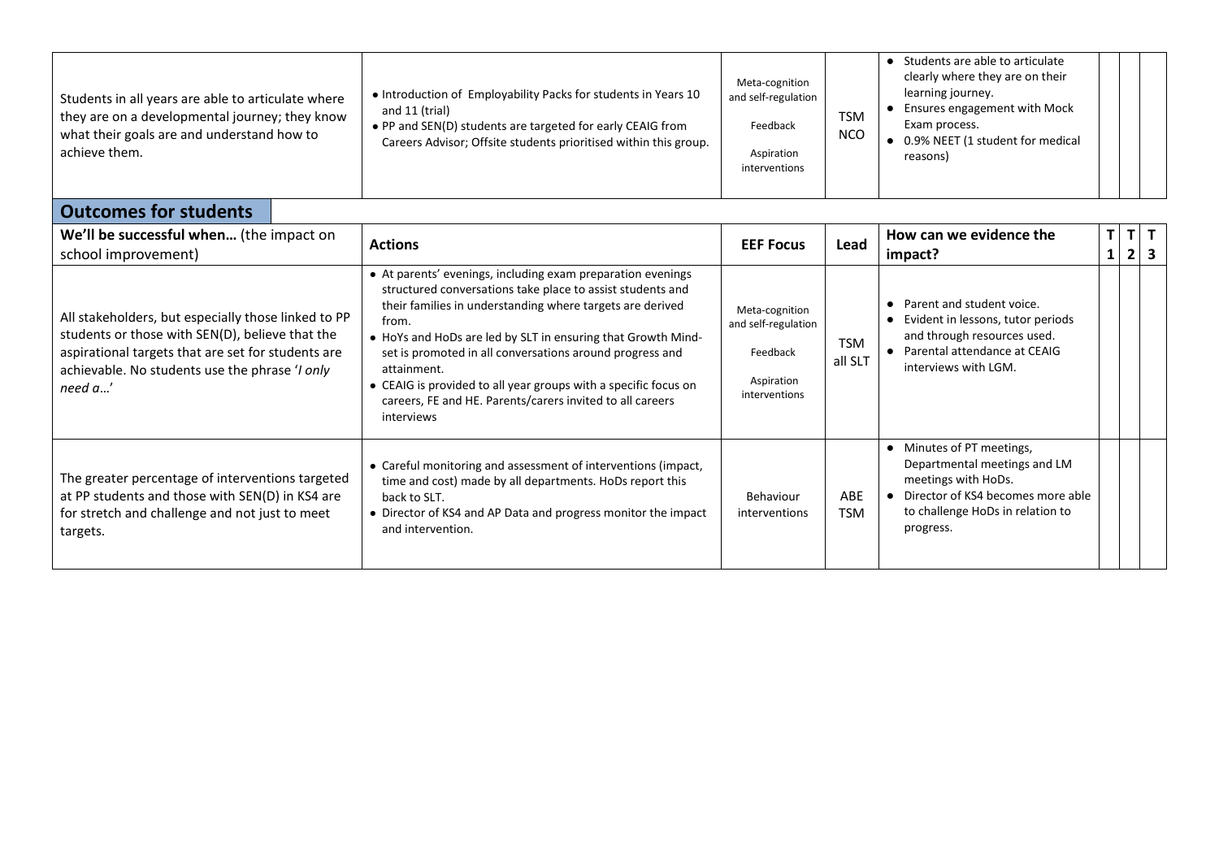| | | | | | | | |
|---|---|---|---|---|---|---|---|
| Students in all years are able to articulate where they are on a developmental journey; they know what their goals are and understand how to achieve them. | • Introduction of Employability Packs for students in Years 10 and 11 (trial)<br>• PP and SEN(D) students are targeted for early CEAIG from Careers Advisor; Offsite students prioritised within this group. | Meta-cognition and self-regulation<br><br>Feedback<br><br>Aspiration interventions | TSM<br>NCO | • Students are able to articulate clearly where they are on their learning journey.<br>• Ensures engagement with Mock Exam process.<br>• 0.9% NEET (1 student for medical reasons) | | | |

## Outcomes for students

| We'll be successful when… (the impact on school improvement) | Actions | EEF Focus | Lead | How can we evidence the impact? | T 1 | T 2 | T 3 |
|---|---|---|---|---|---|---|---|
| All stakeholders, but especially those linked to PP students or those with SEN(D), believe that the aspirational targets that are set for students are achievable. No students use the phrase '*I only need a…*' | • At parents' evenings, including exam preparation evenings structured conversations take place to assist students and their families in understanding where targets are derived from.<br>• HoYs and HoDs are led by SLT in ensuring that Growth Mind-set is promoted in all conversations around progress and attainment.<br>• CEAIG is provided to all year groups with a specific focus on careers, FE and HE. Parents/carers invited to all careers interviews | Meta-cognition and self-regulation<br><br>Feedback<br><br>Aspiration interventions | TSM<br>all SLT | • Parent and student voice.<br>• Evident in lessons, tutor periods and through resources used.<br>• Parental attendance at CEAIG interviews with LGM. | | | |
| The greater percentage of interventions targeted at PP students and those with SEN(D) in KS4 are for stretch and challenge and not just to meet targets. | • Careful monitoring and assessment of interventions (impact, time and cost) made by all departments. HoDs report this back to SLT.<br>• Director of KS4 and AP Data and progress monitor the impact and intervention. | Behaviour interventions | ABE<br>TSM | • Minutes of PT meetings, Departmental meetings and LM meetings with HoDs.<br>• Director of KS4 becomes more able to challenge HoDs in relation to progress. | | | |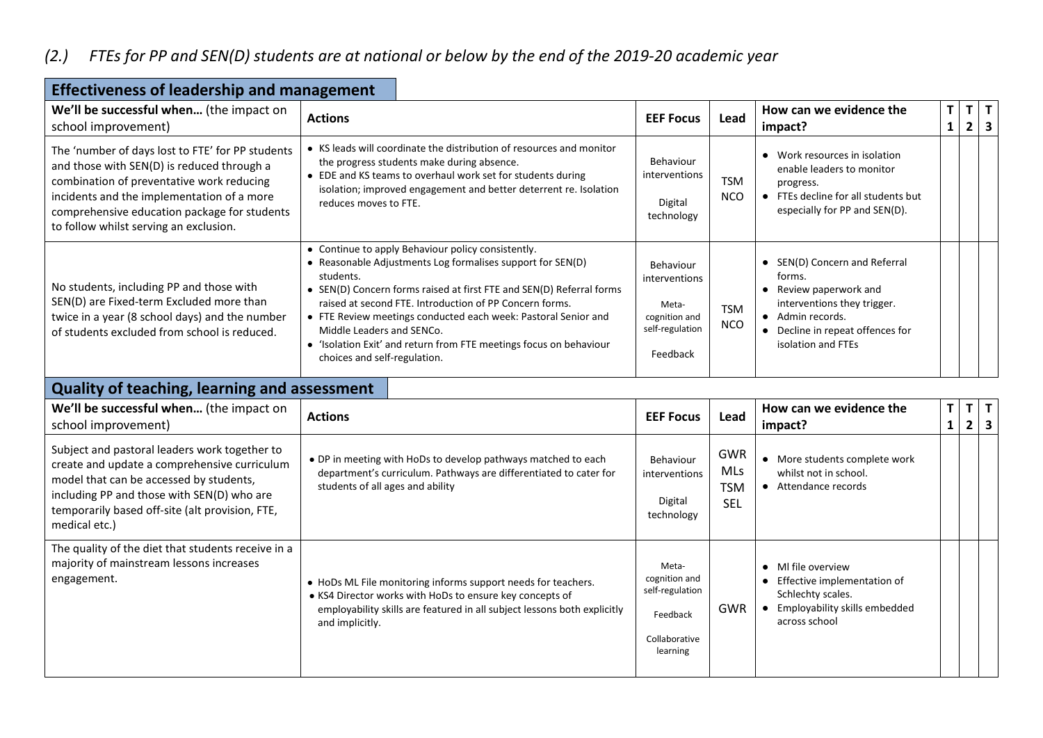## *(2.) FTEs for PP and SEN(D) students are at national or below by the end of the 2019-20 academic year*

### Effectiveness of leadership and management

| We'll be successful when… (the impact on school improvement) | Actions | EEF Focus | Lead | How can we evidence the impact? | T 1 | T 2 | T 3 |
|---|---|---|---|---|---|---|---|
| The 'number of days lost to FTE' for PP students and those with SEN(D) is reduced through a combination of preventative work reducing incidents and the implementation of a more comprehensive education package for students to follow whilst serving an exclusion. | • KS leads will coordinate the distribution of resources and monitor the progress students make during absence.<br>• EDE and KS teams to overhaul work set for students during isolation; improved engagement and better deterrent re. Isolation reduces moves to FTE. | Behaviour interventions<br><br>Digital technology | TSM<br>NCO | • Work resources in isolation enable leaders to monitor progress.<br>• FTEs decline for all students but especially for PP and SEN(D). | | | |
| No students, including PP and those with SEN(D) are Fixed-term Excluded more than twice in a year (8 school days) and the number of students excluded from school is reduced. | • Continue to apply Behaviour policy consistently.<br>• Reasonable Adjustments Log formalises support for SEN(D) students.<br>• SEN(D) Concern forms raised at first FTE and SEN(D) Referral forms raised at second FTE. Introduction of PP Concern forms.<br>• FTE Review meetings conducted each week: Pastoral Senior and Middle Leaders and SENCo.<br>• 'Isolation Exit' and return from FTE meetings focus on behaviour choices and self-regulation. | Behaviour interventions<br><br>Meta-cognition and self-regulation<br><br>Feedback | TSM<br>NCO | • SEN(D) Concern and Referral forms.<br>• Review paperwork and interventions they trigger.<br>• Admin records.<br>• Decline in repeat offences for isolation and FTEs | | | |

### Quality of teaching, learning and assessment

| We'll be successful when… (the impact on school improvement) | Actions | EEF Focus | Lead | How can we evidence the impact? | T 1 | T 2 | T 3 |
|---|---|---|---|---|---|---|---|
| Subject and pastoral leaders work together to create and update a comprehensive curriculum model that can be accessed by students, including PP and those with SEN(D) who are temporarily based off-site (alt provision, FTE, medical etc.) | • DP in meeting with HoDs to develop pathways matched to each department's curriculum. Pathways are differentiated to cater for students of all ages and ability | Behaviour interventions<br><br>Digital technology | GWR<br>MLs<br>TSM<br>SEL | • More students complete work whilst not in school.<br>• Attendance records | | | |
| The quality of the diet that students receive in a majority of mainstream lessons increases engagement. | • HoDs ML File monitoring informs support needs for teachers.<br>• KS4 Director works with HoDs to ensure key concepts of employability skills are featured in all subject lessons both explicitly and implicitly. | Meta-cognition and self-regulation<br><br>Feedback<br><br>Collaborative learning | GWR | • Ml file overview<br>• Effective implementation of Schlechty scales.<br>• Employability skills embedded across school | | | |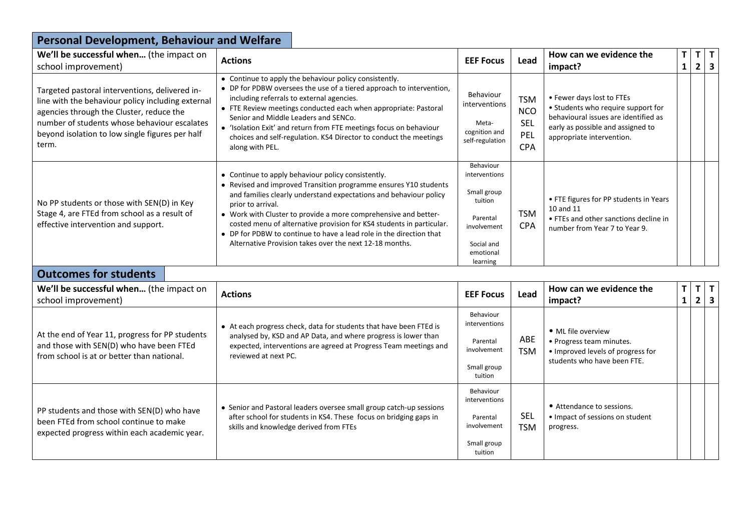## Personal Development, Behaviour and Welfare

| We'll be successful when... (the impact on school improvement) | Actions | EEF Focus | Lead | How can we evidence the impact? | T 1 | T 2 | T 3 |
|---|---|---|---|---|---|---|---|
| Targeted pastoral interventions, delivered in-line with the behaviour policy including external agencies through the Cluster, reduce the number of students whose behaviour escalates beyond isolation to low single figures per half term. | • Continue to apply the behaviour policy consistently.<br>• DP for PDBW oversees the use of a tiered approach to intervention, including referrals to external agencies.<br>• FTE Review meetings conducted each when appropriate: Pastoral Senior and Middle Leaders and SENCo.<br>• 'Isolation Exit' and return from FTE meetings focus on behaviour choices and self-regulation. KS4 Director to conduct the meetings along with PEL. | Behaviour interventions<br><br>Meta-cognition and self-regulation | TSM<br>NCO<br>SEL<br>PEL<br>CPA | • Fewer days lost to FTEs<br>• Students who require support for behavioural issues are identified as early as possible and assigned to appropriate intervention. | | | |
| No PP students or those with SEN(D) in Key Stage 4, are FTEd from school as a result of effective intervention and support. | • Continue to apply behaviour policy consistently.<br>• Revised and improved Transition programme ensures Y10 students and families clearly understand expectations and behaviour policy prior to arrival.<br>• Work with Cluster to provide a more comprehensive and better-costed menu of alternative provision for KS4 students in particular.<br>• DP for PDBW to continue to have a lead role in the direction that Alternative Provision takes over the next 12-18 months. | Behaviour interventions<br><br>Small group tuition<br><br>Parental involvement<br><br>Social and emotional learning | TSM<br>CPA | • FTE figures for PP students in Years 10 and 11<br>• FTEs and other sanctions decline in number from Year 7 to Year 9. | | | |

## Outcomes for students

| We'll be successful when... (the impact on school improvement) | Actions | EEF Focus | Lead | How can we evidence the impact? | T 1 | T 2 | T 3 |
|---|---|---|---|---|---|---|---|
| At the end of Year 11, progress for PP students and those with SEN(D) who have been FTEd from school is at or better than national. | • At each progress check, data for students that have been FTEd is analysed by, KSD and AP Data, and where progress is lower than expected, interventions are agreed at Progress Team meetings and reviewed at next PC. | Behaviour interventions<br><br>Parental involvement<br><br>Small group tuition | ABE<br>TSM | • ML file overview<br>• Progress team minutes.<br>• Improved levels of progress for students who have been FTE. | | | |
| PP students and those with SEN(D) who have been FTEd from school continue to make expected progress within each academic year. | • Senior and Pastoral leaders oversee small group catch-up sessions after school for students in KS4. These focus on bridging gaps in skills and knowledge derived from FTEs | Behaviour interventions<br><br>Parental involvement<br><br>Small group tuition | SEL<br>TSM | • Attendance to sessions.<br>• Impact of sessions on student progress. | | | |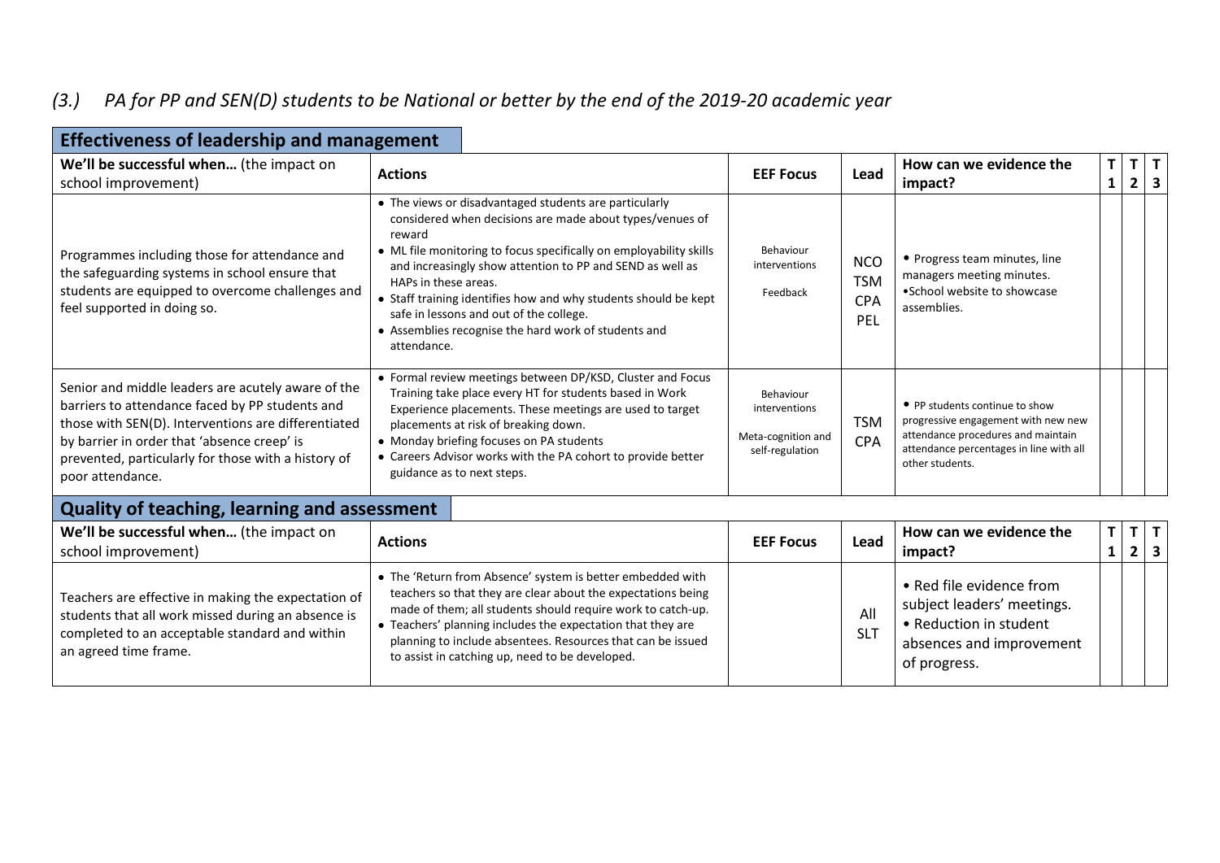*(3.) PA for PP and SEN(D) students to be National or better by the end of the 2019-20 academic year*

## Effectiveness of leadership and management

| We'll be successful when… (the impact on school improvement) | Actions | EEF Focus | Lead | How can we evidence the impact? | T 1 | T 2 | T 3 |
|---|---|---|---|---|---|---|---|
| Programmes including those for attendance and the safeguarding systems in school ensure that students are equipped to overcome challenges and feel supported in doing so. | • The views or disadvantaged students are particularly considered when decisions are made about types/venues of reward<br>• ML file monitoring to focus specifically on employability skills and increasingly show attention to PP and SEND as well as HAPs in these areas.<br>• Staff training identifies how and why students should be kept safe in lessons and out of the college.<br>• Assemblies recognise the hard work of students and attendance. | Behaviour interventions<br><br>Feedback | NCO<br>TSM<br>CPA<br>PEL | • Progress team minutes, line managers meeting minutes.<br>•School website to showcase assemblies. | | | |
| Senior and middle leaders are acutely aware of the barriers to attendance faced by PP students and those with SEN(D). Interventions are differentiated by barrier in order that 'absence creep' is prevented, particularly for those with a history of poor attendance. | • Formal review meetings between DP/KSD, Cluster and Focus Training take place every HT for students based in Work Experience placements. These meetings are used to target placements at risk of breaking down.<br>• Monday briefing focuses on PA students<br>• Careers Advisor works with the PA cohort to provide better guidance as to next steps. | Behaviour interventions<br><br>Meta-cognition and self-regulation | TSM<br>CPA | • PP students continue to show progressive engagement with new new attendance procedures and maintain attendance percentages in line with all other students. | | | |

## Quality of teaching, learning and assessment

| We'll be successful when… (the impact on school improvement) | Actions | EEF Focus | Lead | How can we evidence the impact? | T 1 | T 2 | T 3 |
|---|---|---|---|---|---|---|---|
| Teachers are effective in making the expectation of students that all work missed during an absence is completed to an acceptable standard and within an agreed time frame. | • The 'Return from Absence' system is better embedded with teachers so that they are clear about the expectations being made of them; all students should require work to catch-up.<br>• Teachers' planning includes the expectation that they are planning to include absentees. Resources that can be issued to assist in catching up, need to be developed. | | All SLT | • Red file evidence from subject leaders' meetings.<br>• Reduction in student absences and improvement of progress. | | | |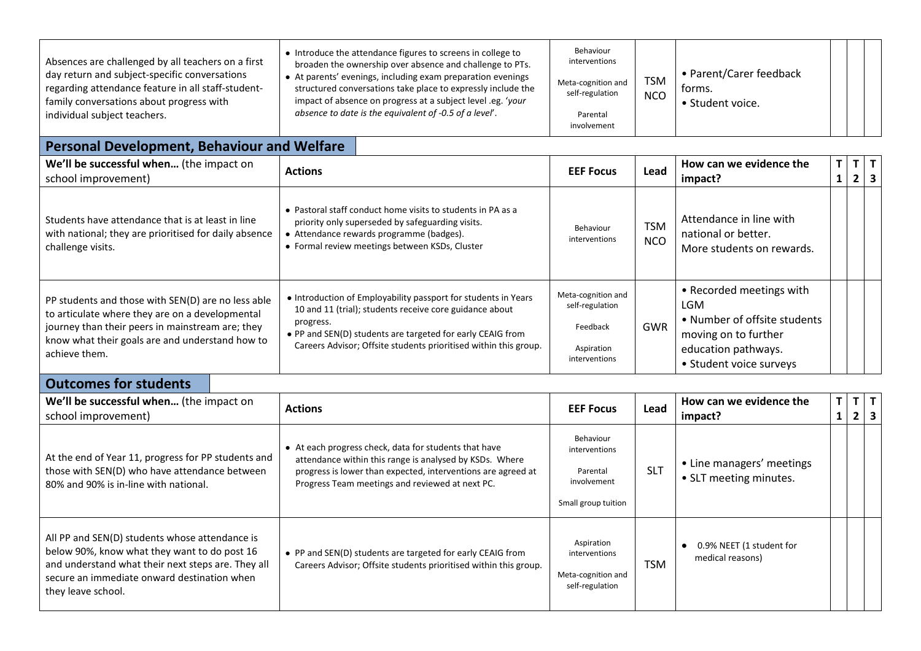| | | | | | | | |
|---|---|---|---|---|---|---|---|
| Absences are challenged by all teachers on a first day return and subject-specific conversations regarding attendance feature in all staff-student-family conversations about progress with individual subject teachers. | • Introduce the attendance figures to screens in college to broaden the ownership over absence and challenge to PTs.<br>• At parents' evenings, including exam preparation evenings structured conversations take place to expressly include the impact of absence on progress at a subject level .eg. *'your absence to date is the equivalent of -0.5 of a level'*. | Behaviour interventions<br><br>Meta-cognition and self-regulation<br><br>Parental involvement | TSM NCO | • Parent/Carer feedback forms.<br>• Student voice. | | | |

## Personal Development, Behaviour and Welfare

| We'll be successful when... (the impact on school improvement) | Actions | EEF Focus | Lead | How can we evidence the impact? | T 1 | T 2 | T 3 |
|---|---|---|---|---|---|---|---|
| Students have attendance that is at least in line with national; they are prioritised for daily absence challenge visits. | • Pastoral staff conduct home visits to students in PA as a priority only superseded by safeguarding visits.<br>• Attendance rewards programme (badges).<br>• Formal review meetings between KSDs, Cluster | Behaviour interventions | TSM NCO | Attendance in line with national or better.<br>More students on rewards. | | | |
| PP students and those with SEN(D) are no less able to articulate where they are on a developmental journey than their peers in mainstream are; they know what their goals are and understand how to achieve them. | • Introduction of Employability passport for students in Years 10 and 11 (trial); students receive core guidance about progress.<br>• PP and SEN(D) students are targeted for early CEAIG from Careers Advisor; Offsite students prioritised within this group. | Meta-cognition and self-regulation<br><br>Feedback<br><br>Aspiration interventions | GWR | • Recorded meetings with LGM<br>• Number of offsite students moving on to further education pathways.<br>• Student voice surveys | | | |

## Outcomes for students

| We'll be successful when... (the impact on school improvement) | Actions | EEF Focus | Lead | How can we evidence the impact? | T 1 | T 2 | T 3 |
|---|---|---|---|---|---|---|---|
| At the end of Year 11, progress for PP students and those with SEN(D) who have attendance between 80% and 90% is in-line with national. | • At each progress check, data for students that have attendance within this range is analysed by KSDs. Where progress is lower than expected, interventions are agreed at Progress Team meetings and reviewed at next PC. | Behaviour interventions<br><br>Parental involvement<br><br>Small group tuition | SLT | • Line managers' meetings<br>• SLT meeting minutes. | | | |
| All PP and SEN(D) students whose attendance is below 90%, know what they want to do post 16 and understand what their next steps are. They all secure an immediate onward destination when they leave school. | • PP and SEN(D) students are targeted for early CEAIG from Careers Advisor; Offsite students prioritised within this group. | Aspiration interventions<br><br>Meta-cognition and self-regulation | TSM | • 0.9% NEET (1 student for medical reasons) | | | |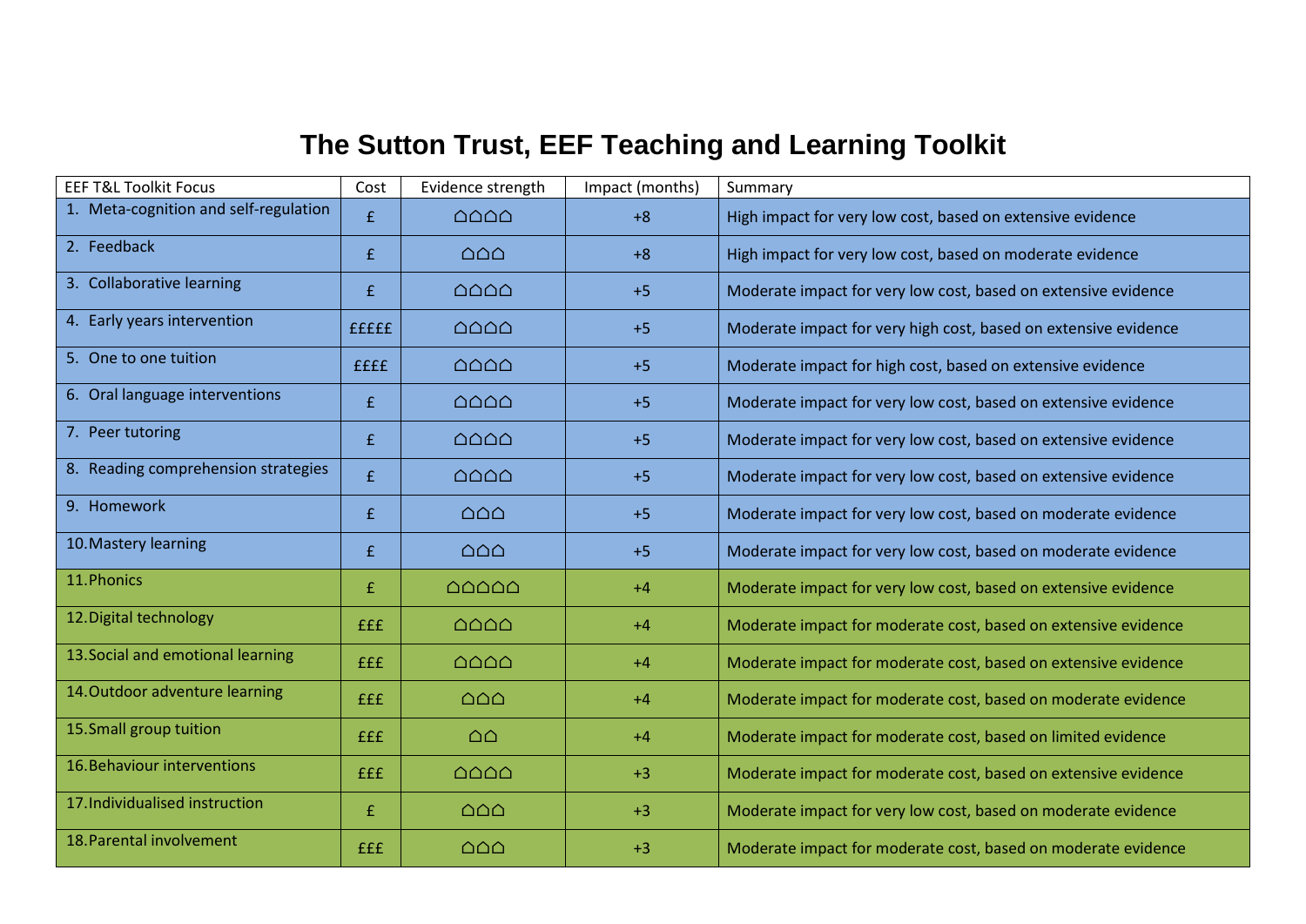# The Sutton Trust, EEF Teaching and Learning Toolkit

| EEF T&L Toolkit Focus | Cost | Evidence strength | Impact (months) | Summary |
|---|---|---|---|---|
| 1. Meta-cognition and self-regulation | £ | ⌂⌂⌂⌂ | +8 | High impact for very low cost, based on extensive evidence |
| 2. Feedback | £ | ⌂⌂⌂ | +8 | High impact for very low cost, based on moderate evidence |
| 3. Collaborative learning | £ | ⌂⌂⌂⌂ | +5 | Moderate impact for very low cost, based on extensive evidence |
| 4. Early years intervention | £££££ | ⌂⌂⌂⌂ | +5 | Moderate impact for very high cost, based on extensive evidence |
| 5. One to one tuition | ££££ | ⌂⌂⌂⌂ | +5 | Moderate impact for high cost, based on extensive evidence |
| 6. Oral language interventions | £ | ⌂⌂⌂⌂ | +5 | Moderate impact for very low cost, based on extensive evidence |
| 7. Peer tutoring | £ | ⌂⌂⌂⌂ | +5 | Moderate impact for very low cost, based on extensive evidence |
| 8. Reading comprehension strategies | £ | ⌂⌂⌂⌂ | +5 | Moderate impact for very low cost, based on extensive evidence |
| 9. Homework | £ | ⌂⌂⌂ | +5 | Moderate impact for very low cost, based on moderate evidence |
| 10. Mastery learning | £ | ⌂⌂⌂ | +5 | Moderate impact for very low cost, based on moderate evidence |
| 11. Phonics | £ | ⌂⌂⌂⌂⌂ | +4 | Moderate impact for very low cost, based on extensive evidence |
| 12. Digital technology | £££ | ⌂⌂⌂⌂ | +4 | Moderate impact for moderate cost, based on extensive evidence |
| 13. Social and emotional learning | £££ | ⌂⌂⌂⌂ | +4 | Moderate impact for moderate cost, based on extensive evidence |
| 14. Outdoor adventure learning | £££ | ⌂⌂⌂ | +4 | Moderate impact for moderate cost, based on moderate evidence |
| 15. Small group tuition | £££ | ⌂⌂ | +4 | Moderate impact for moderate cost, based on limited evidence |
| 16. Behaviour interventions | £££ | ⌂⌂⌂⌂ | +3 | Moderate impact for moderate cost, based on extensive evidence |
| 17. Individualised instruction | £ | ⌂⌂⌂ | +3 | Moderate impact for very low cost, based on moderate evidence |
| 18. Parental involvement | £££ | ⌂⌂⌂ | +3 | Moderate impact for moderate cost, based on moderate evidence |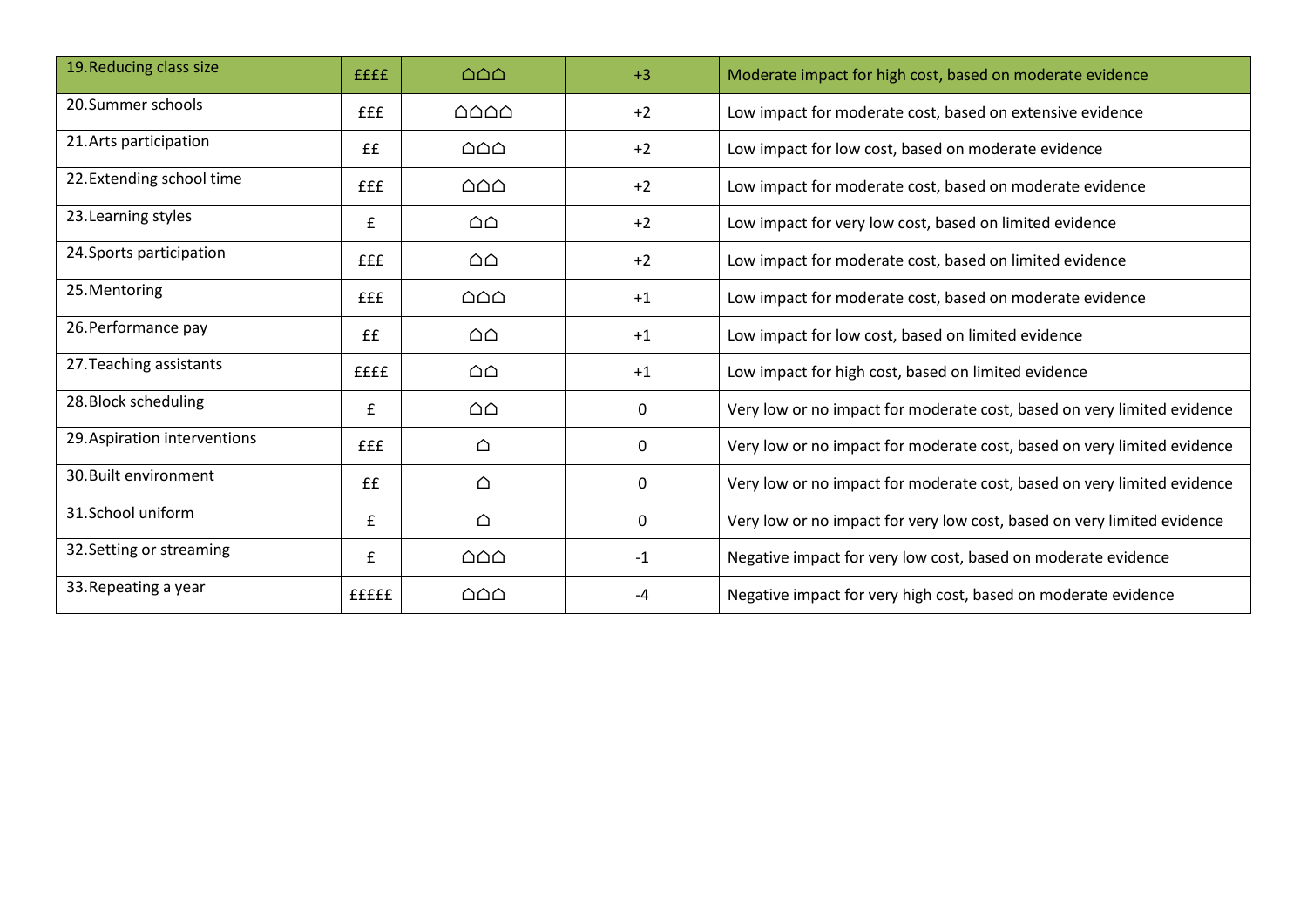| | | | | |
|---|---|---|---|---|
| 19.Reducing class size | ££££ | ⌂⌂⌂ | +3 | Moderate impact for high cost, based on moderate evidence |
| 20.Summer schools | £££ | ⌂⌂⌂⌂ | +2 | Low impact for moderate cost, based on extensive evidence |
| 21.Arts participation | ££ | ⌂⌂⌂ | +2 | Low impact for low cost, based on moderate evidence |
| 22.Extending school time | £££ | ⌂⌂⌂ | +2 | Low impact for moderate cost, based on moderate evidence |
| 23.Learning styles | £ | ⌂⌂ | +2 | Low impact for very low cost, based on limited evidence |
| 24.Sports participation | £££ | ⌂⌂ | +2 | Low impact for moderate cost, based on limited evidence |
| 25.Mentoring | £££ | ⌂⌂⌂ | +1 | Low impact for moderate cost, based on moderate evidence |
| 26.Performance pay | ££ | ⌂⌂ | +1 | Low impact for low cost, based on limited evidence |
| 27.Teaching assistants | ££££ | ⌂⌂ | +1 | Low impact for high cost, based on limited evidence |
| 28.Block scheduling | £ | ⌂⌂ | 0 | Very low or no impact for moderate cost, based on very limited evidence |
| 29.Aspiration interventions | £££ | ⌂ | 0 | Very low or no impact for moderate cost, based on very limited evidence |
| 30.Built environment | ££ | ⌂ | 0 | Very low or no impact for moderate cost, based on very limited evidence |
| 31.School uniform | £ | ⌂ | 0 | Very low or no impact for very low cost, based on very limited evidence |
| 32.Setting or streaming | £ | ⌂⌂⌂ | -1 | Negative impact for very low cost, based on moderate evidence |
| 33.Repeating a year | £££££ | ⌂⌂⌂ | -4 | Negative impact for very high cost, based on moderate evidence |